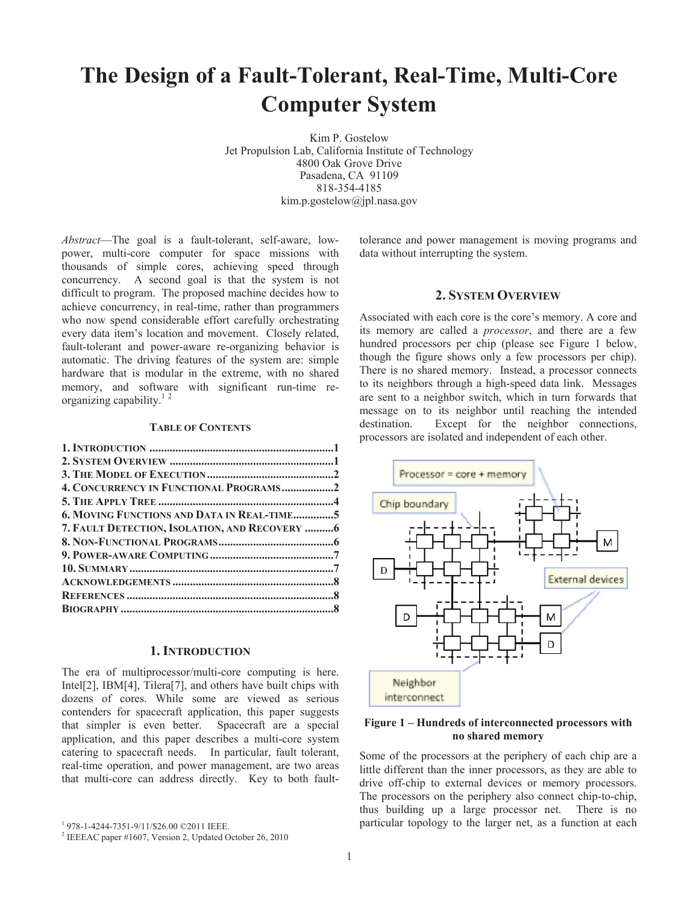# The Design of a Fault-Tolerant, Real-Time, Multi-Core Computer System

Kim P. Gostelow
Jet Propulsion Lab, California Institute of Technology
4800 Oak Grove Drive
Pasadena, CA 91109
818-354-4185
kim.p.gostelow@jpl.nasa.gov

*Abstract*—The goal is a fault-tolerant, self-aware, low-power, multi-core computer for space missions with thousands of simple cores, achieving speed through concurrency. A second goal is that the system is not difficult to program. The proposed machine decides how to achieve concurrency, in real-time, rather than programmers who now spend considerable effort carefully orchestrating every data item's location and movement. Closely related, fault-tolerant and power-aware re-organizing behavior is automatic. The driving features of the system are: simple hardware that is modular in the extreme, with no shared memory, and software with significant run-time re-organizing capability.[1] [2]

### TABLE OF CONTENTS

1. INTRODUCTION ....................1
2. SYSTEM OVERVIEW ....................1
3. THE MODEL OF EXECUTION ....................2
4. CONCURRENCY IN FUNCTIONAL PROGRAMS ....................2
5. THE APPLY TREE ....................4
6. MOVING FUNCTIONS AND DATA IN REAL-TIME ....................5
7. FAULT DETECTION, ISOLATION, AND RECOVERY ....................6
8. NON-FUNCTIONAL PROGRAMS ....................6
9. POWER-AWARE COMPUTING ....................7
10. SUMMARY ....................7

ACKNOWLEDGEMENTS ....................8
REFERENCES ....................8
BIOGRAPHY ....................8

## 1. INTRODUCTION

The era of multiprocessor/multi-core computing is here. Intel[2], IBM[4], Tilera[7], and others have built chips with dozens of cores. While some are viewed as serious contenders for spacecraft application, this paper suggests that simpler is even better. Spacecraft are a special application, and this paper describes a multi-core system catering to spacecraft needs. In particular, fault tolerant, real-time operation, and power management, are two areas that multi-core can address directly. Key to both fault-tolerance and power management is moving programs and data without interrupting the system.

## 2. SYSTEM OVERVIEW

Associated with each core is the core's memory. A core and its memory are called a *processor*, and there are a few hundred processors per chip (please see Figure 1 below, though the figure shows only a few processors per chip). There is no shared memory. Instead, a processor connects to its neighbors through a high-speed data link. Messages are sent to a neighbor switch, which in turn forwards that message on to its neighbor until reaching the intended destination. Except for the neighbor connections, processors are isolated and independent of each other.

**Figure 1 – Hundreds of interconnected processors with no shared memory**

Some of the processors at the periphery of each chip are a little different than the inner processors, as they are able to drive off-chip to external devices or memory processors. The processors on the periphery also connect chip-to-chip, thus building up a large processor net. There is no particular topology to the larger net, as a function at each

[1] 978-1-4244-7351-9/11/$26.00 ©2011 IEEE.
[2] IEEEAC paper #1607, Version 2, Updated October 26, 2010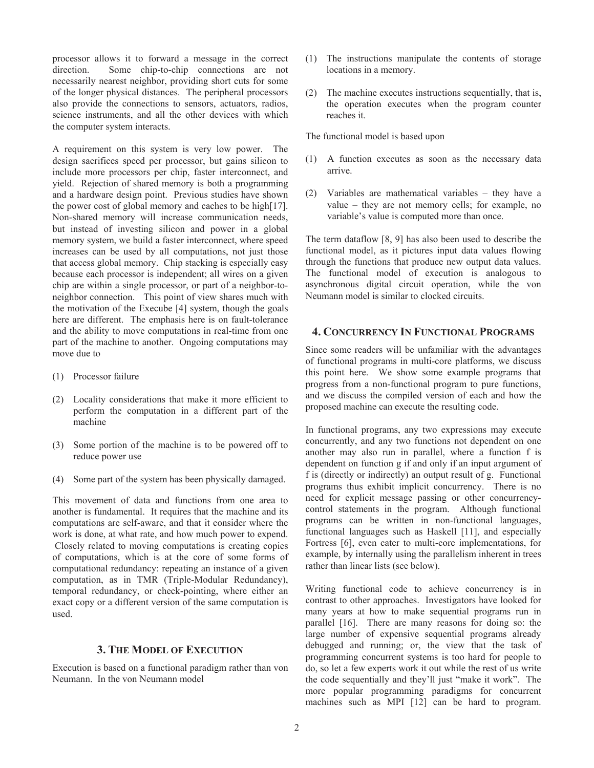processor allows it to forward a message in the correct direction. Some chip-to-chip connections are not necessarily nearest neighbor, providing short cuts for some of the longer physical distances. The peripheral processors also provide the connections to sensors, actuators, radios, science instruments, and all the other devices with which the computer system interacts.

A requirement on this system is very low power. The design sacrifices speed per processor, but gains silicon to include more processors per chip, faster interconnect, and yield. Rejection of shared memory is both a programming and a hardware design point. Previous studies have shown the power cost of global memory and caches to be high[17]. Non-shared memory will increase communication needs, but instead of investing silicon and power in a global memory system, we build a faster interconnect, where speed increases can be used by all computations, not just those that access global memory. Chip stacking is especially easy because each processor is independent; all wires on a given chip are within a single processor, or part of a neighbor-to-neighbor connection. This point of view shares much with the motivation of the Execube [4] system, though the goals here are different. The emphasis here is on fault-tolerance and the ability to move computations in real-time from one part of the machine to another. Ongoing computations may move due to

(1) Processor failure

(2) Locality considerations that make it more efficient to perform the computation in a different part of the machine

(3) Some portion of the machine is to be powered off to reduce power use

(4) Some part of the system has been physically damaged.

This movement of data and functions from one area to another is fundamental. It requires that the machine and its computations are self-aware, and that it consider where the work is done, at what rate, and how much power to expend. Closely related to moving computations is creating copies of computations, which is at the core of some forms of computational redundancy: repeating an instance of a given computation, as in TMR (Triple-Modular Redundancy), temporal redundancy, or check-pointing, where either an exact copy or a different version of the same computation is used.

## 3. The Model of Execution

Execution is based on a functional paradigm rather than von Neumann. In the von Neumann model

(1) The instructions manipulate the contents of storage locations in a memory.

(2) The machine executes instructions sequentially, that is, the operation executes when the program counter reaches it.

The functional model is based upon

(1) A function executes as soon as the necessary data arrive.

(2) Variables are mathematical variables – they have a value – they are not memory cells; for example, no variable's value is computed more than once.

The term dataflow [8, 9] has also been used to describe the functional model, as it pictures input data values flowing through the functions that produce new output data values. The functional model of execution is analogous to asynchronous digital circuit operation, while the von Neumann model is similar to clocked circuits.

## 4. Concurrency In Functional Programs

Since some readers will be unfamiliar with the advantages of functional programs in multi-core platforms, we discuss this point here. We show some example programs that progress from a non-functional program to pure functions, and we discuss the compiled version of each and how the proposed machine can execute the resulting code.

In functional programs, any two expressions may execute concurrently, and any two functions not dependent on one another may also run in parallel, where a function f is dependent on function g if and only if an input argument of f is (directly or indirectly) an output result of g. Functional programs thus exhibit implicit concurrency. There is no need for explicit message passing or other concurrency-control statements in the program. Although functional programs can be written in non-functional languages, functional languages such as Haskell [11], and especially Fortress [6], even cater to multi-core implementations, for example, by internally using the parallelism inherent in trees rather than linear lists (see below).

Writing functional code to achieve concurrency is in contrast to other approaches. Investigators have looked for many years at how to make sequential programs run in parallel [16]. There are many reasons for doing so: the large number of expensive sequential programs already debugged and running; or, the view that the task of programming concurrent systems is too hard for people to do, so let a few experts work it out while the rest of us write the code sequentially and they'll just "make it work". The more popular programming paradigms for concurrent machines such as MPI [12] can be hard to program.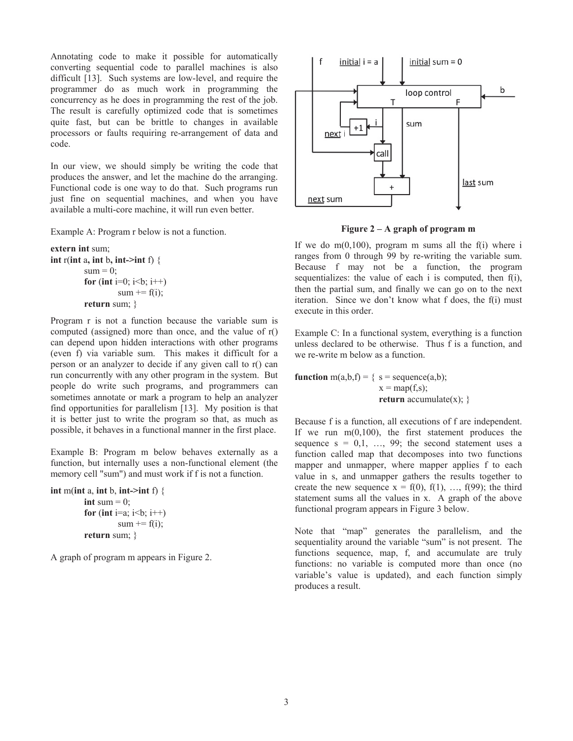Annotating code to make it possible for automatically converting sequential code to parallel machines is also difficult [13]. Such systems are low-level, and require the programmer do as much work in programming the concurrency as he does in programming the rest of the job. The result is carefully optimized code that is sometimes quite fast, but can be brittle to changes in available processors or faults requiring re-arrangement of data and code.

In our view, we should simply be writing the code that produces the answer, and let the machine do the arranging. Functional code is one way to do that. Such programs run just fine on sequential machines, and when you have available a multi-core machine, it will run even better.

Example A: Program r below is not a function.

```
extern int sum;
int r(int a, int b, int->int f) {
        sum = 0;
        for (int i=0; i<b; i++)
                sum += f(i);
        return sum; }
```

Program r is not a function because the variable sum is computed (assigned) more than once, and the value of r() can depend upon hidden interactions with other programs (even f) via variable sum. This makes it difficult for a person or an analyzer to decide if any given call to r() can run concurrently with any other program in the system. But people do write such programs, and programmers can sometimes annotate or mark a program to help an analyzer find opportunities for parallelism [13]. My position is that it is better just to write the program so that, as much as possible, it behaves in a functional manner in the first place.

Example B: Program m below behaves externally as a function, but internally uses a non-functional element (the memory cell "sum") and must work if f is not a function.

```
int m(int a, int b, int->int f) {
        int sum = 0;
        for (int i=a; i<b; i++)
                sum += f(i);
        return sum; }
```

A graph of program m appears in Figure 2.

**Figure 2 – A graph of program m**

If we do m(0,100), program m sums all the f(i) where i ranges from 0 through 99 by re-writing the variable sum. Because f may not be a function, the program sequentializes: the value of each i is computed, then f(i), then the partial sum, and finally we can go on to the next iteration. Since we don't know what f does, the f(i) must execute in this order.

Example C: In a functional system, everything is a function unless declared to be otherwise. Thus f is a function, and we re-write m below as a function.

```
function m(a,b,f) = { s = sequence(a,b);
                      x = map(f,s);
                      return accumulate(x); }
```

Because f is a function, all executions of f are independent. If we run m(0,100), the first statement produces the sequence s = 0,1, …, 99; the second statement uses a function called map that decomposes into two functions mapper and unmapper, where mapper applies f to each value in s, and unmapper gathers the results together to create the new sequence x = f(0), f(1), …, f(99); the third statement sums all the values in x. A graph of the above functional program appears in Figure 3 below.

Note that "map" generates the parallelism, and the sequentiality around the variable "sum" is not present. The functions sequence, map, f, and accumulate are truly functions: no variable is computed more than once (no variable's value is updated), and each function simply produces a result.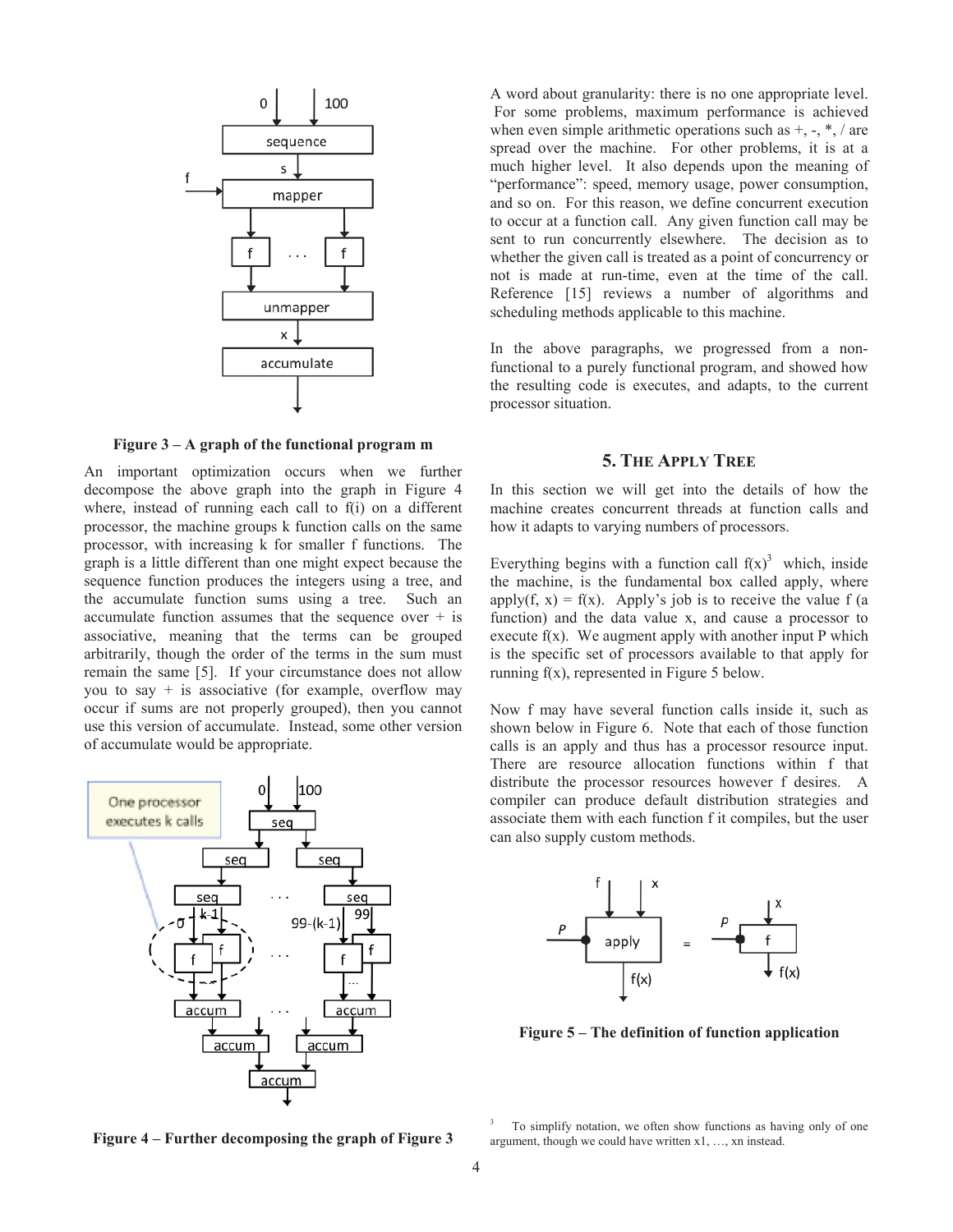Figure 3 – A graph of the functional program m

An important optimization occurs when we further decompose the above graph into the graph in Figure 4 where, instead of running each call to f(i) on a different processor, the machine groups k function calls on the same processor, with increasing k for smaller f functions. The graph is a little different than one might expect because the sequence function produces the integers using a tree, and the accumulate function sums using a tree. Such an accumulate function assumes that the sequence over + is associative, meaning that the terms can be grouped arbitrarily, though the order of the terms in the sum must remain the same [5]. If your circumstance does not allow you to say + is associative (for example, overflow may occur if sums are not properly grouped), then you cannot use this version of accumulate. Instead, some other version of accumulate would be appropriate.

Figure 4 – Further decomposing the graph of Figure 3

A word about granularity: there is no one appropriate level. For some problems, maximum performance is achieved when even simple arithmetic operations such as +, -, *, / are spread over the machine. For other problems, it is at a much higher level. It also depends upon the meaning of "performance": speed, memory usage, power consumption, and so on. For this reason, we define concurrent execution to occur at a function call. Any given function call may be sent to run concurrently elsewhere. The decision as to whether the given call is treated as a point of concurrency or not is made at run-time, even at the time of the call. Reference [15] reviews a number of algorithms and scheduling methods applicable to this machine.

In the above paragraphs, we progressed from a non-functional to a purely functional program, and showed how the resulting code is executes, and adapts, to the current processor situation.

## 5. The Apply Tree

In this section we will get into the details of how the machine creates concurrent threads at function calls and how it adapts to varying numbers of processors.

Everything begins with a function call f(x)[3] which, inside the machine, is the fundamental box called apply, where apply(f, x) = f(x). Apply's job is to receive the value f (a function) and the data value x, and cause a processor to execute f(x). We augment apply with another input P which is the specific set of processors available to that apply for running f(x), represented in Figure 5 below.

Now f may have several function calls inside it, such as shown below in Figure 6. Note that each of those function calls is an apply and thus has a processor resource input. There are resource allocation functions within f that distribute the processor resources however f desires. A compiler can produce default distribution strategies and associate them with each function f it compiles, but the user can also supply custom methods.

Figure 5 – The definition of function application

[3] To simplify notation, we often show functions as having only of one argument, though we could have written x1, …, xn instead.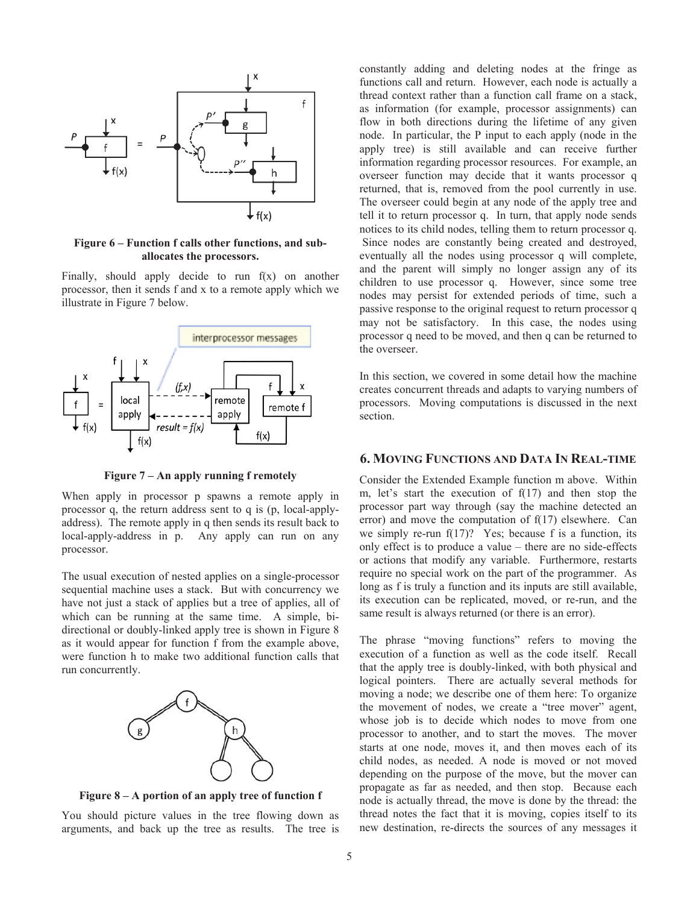**Figure 6 – Function f calls other functions, and sub-allocates the processors.**

Finally, should apply decide to run f(x) on another processor, then it sends f and x to a remote apply which we illustrate in Figure 7 below.

**Figure 7 – An apply running f remotely**

When apply in processor p spawns a remote apply in processor q, the return address sent to q is (p, local-apply-address). The remote apply in q then sends its result back to local-apply-address in p. Any apply can run on any processor.

The usual execution of nested applies on a single-processor sequential machine uses a stack. But with concurrency we have not just a stack of applies but a tree of applies, all of which can be running at the same time. A simple, bi-directional or doubly-linked apply tree is shown in Figure 8 as it would appear for function f from the example above, were function h to make two additional function calls that run concurrently.

**Figure 8 – A portion of an apply tree of function f**

You should picture values in the tree flowing down as arguments, and back up the tree as results. The tree is constantly adding and deleting nodes at the fringe as functions call and return. However, each node is actually a thread context rather than a function call frame on a stack, as information (for example, processor assignments) can flow in both directions during the lifetime of any given node. In particular, the P input to each apply (node in the apply tree) is still available and can receive further information regarding processor resources. For example, an overseer function may decide that it wants processor q returned, that is, removed from the pool currently in use. The overseer could begin at any node of the apply tree and tell it to return processor q. In turn, that apply node sends notices to its child nodes, telling them to return processor q. Since nodes are constantly being created and destroyed, eventually all the nodes using processor q will complete, and the parent will simply no longer assign any of its children to use processor q. However, since some tree nodes may persist for extended periods of time, such a passive response to the original request to return processor q may not be satisfactory. In this case, the nodes using processor q need to be moved, and then q can be returned to the overseer.

In this section, we covered in some detail how the machine creates concurrent threads and adapts to varying numbers of processors. Moving computations is discussed in the next section.

## 6. Moving Functions and Data In Real-time

Consider the Extended Example function m above. Within m, let's start the execution of f(17) and then stop the processor part way through (say the machine detected an error) and move the computation of f(17) elsewhere. Can we simply re-run f(17)? Yes; because f is a function, its only effect is to produce a value – there are no side-effects or actions that modify any variable. Furthermore, restarts require no special work on the part of the programmer. As long as f is truly a function and its inputs are still available, its execution can be replicated, moved, or re-run, and the same result is always returned (or there is an error).

The phrase "moving functions" refers to moving the execution of a function as well as the code itself. Recall that the apply tree is doubly-linked, with both physical and logical pointers. There are actually several methods for moving a node; we describe one of them here: To organize the movement of nodes, we create a "tree mover" agent, whose job is to decide which nodes to move from one processor to another, and to start the moves. The mover starts at one node, moves it, and then moves each of its child nodes, as needed. A node is moved or not moved depending on the purpose of the move, but the mover can propagate as far as needed, and then stop. Because each node is actually thread, the move is done by the thread: the thread notes the fact that it is moving, copies itself to its new destination, re-directs the sources of any messages it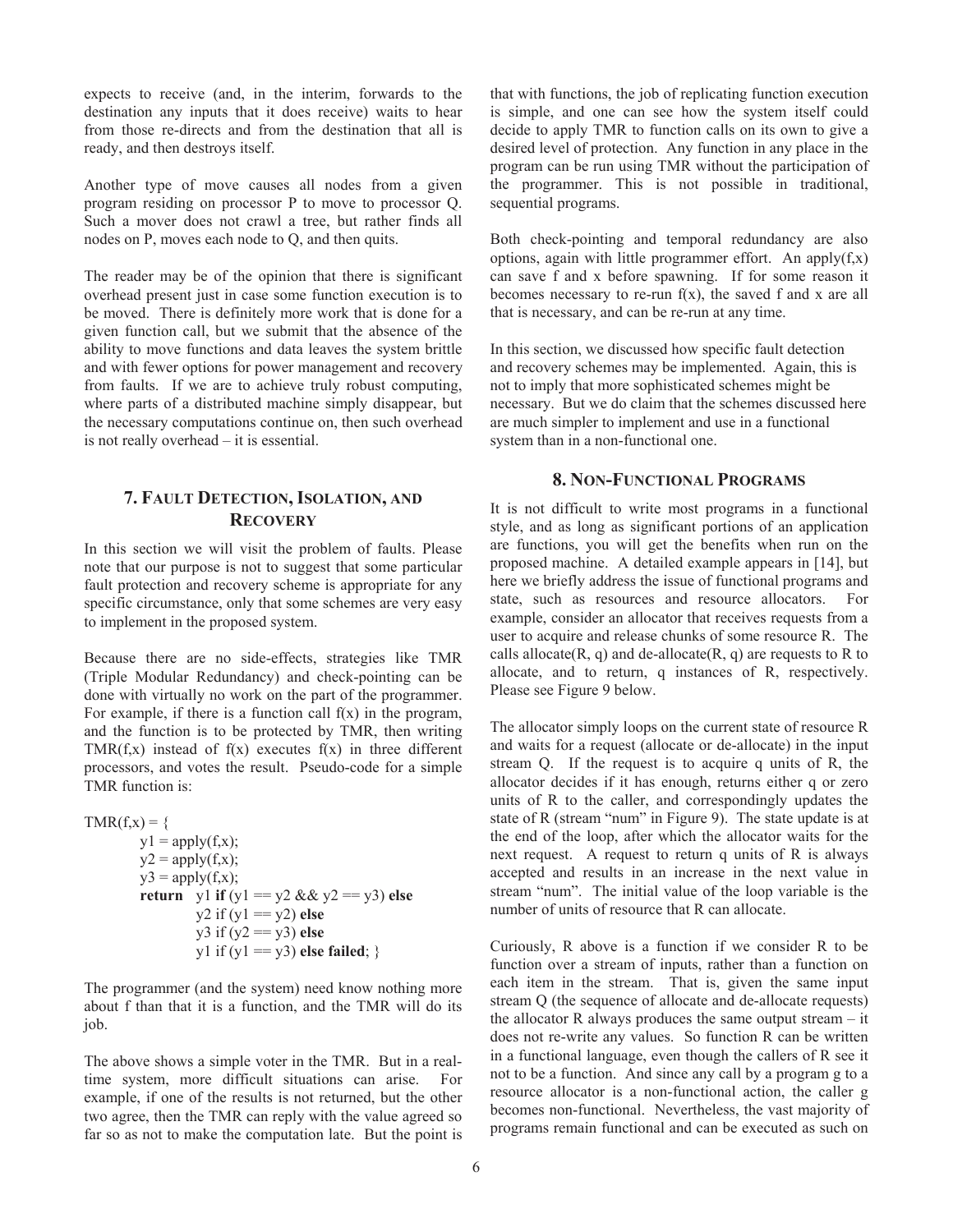expects to receive (and, in the interim, forwards to the destination any inputs that it does receive) waits to hear from those re-directs and from the destination that all is ready, and then destroys itself.

Another type of move causes all nodes from a given program residing on processor P to move to processor Q. Such a mover does not crawl a tree, but rather finds all nodes on P, moves each node to Q, and then quits.

The reader may be of the opinion that there is significant overhead present just in case some function execution is to be moved. There is definitely more work that is done for a given function call, but we submit that the absence of the ability to move functions and data leaves the system brittle and with fewer options for power management and recovery from faults. If we are to achieve truly robust computing, where parts of a distributed machine simply disappear, but the necessary computations continue on, then such overhead is not really overhead – it is essential.

## 7. Fault Detection, Isolation, and Recovery

In this section we will visit the problem of faults. Please note that our purpose is not to suggest that some particular fault protection and recovery scheme is appropriate for any specific circumstance, only that some schemes are very easy to implement in the proposed system.

Because there are no side-effects, strategies like TMR (Triple Modular Redundancy) and check-pointing can be done with virtually no work on the part of the programmer. For example, if there is a function call f(x) in the program, and the function is to be protected by TMR, then writing TMR(f,x) instead of f(x) executes f(x) in three different processors, and votes the result. Pseudo-code for a simple TMR function is:

```
TMR(f,x) = {
        y1 = apply(f,x);
        y2 = apply(f,x);
        y3 = apply(f,x);
        return  y1 if (y1 == y2 && y2 == y3) else
                y2 if (y1 == y2) else
                y3 if (y2 == y3) else
                y1 if (y1 == y3) else failed; }
```

The programmer (and the system) need know nothing more about f than that it is a function, and the TMR will do its job.

The above shows a simple voter in the TMR. But in a real-time system, more difficult situations can arise. For example, if one of the results is not returned, but the other two agree, then the TMR can reply with the value agreed so far so as not to make the computation late. But the point is that with functions, the job of replicating function execution is simple, and one can see how the system itself could decide to apply TMR to function calls on its own to give a desired level of protection. Any function in any place in the program can be run using TMR without the participation of the programmer. This is not possible in traditional, sequential programs.

Both check-pointing and temporal redundancy are also options, again with little programmer effort. An apply(f,x) can save f and x before spawning. If for some reason it becomes necessary to re-run f(x), the saved f and x are all that is necessary, and can be re-run at any time.

In this section, we discussed how specific fault detection and recovery schemes may be implemented. Again, this is not to imply that more sophisticated schemes might be necessary. But we do claim that the schemes discussed here are much simpler to implement and use in a functional system than in a non-functional one.

## 8. Non-Functional Programs

It is not difficult to write most programs in a functional style, and as long as significant portions of an application are functions, you will get the benefits when run on the proposed machine. A detailed example appears in [14], but here we briefly address the issue of functional programs and state, such as resources and resource allocators. For example, consider an allocator that receives requests from a user to acquire and release chunks of some resource R. The calls allocate(R, q) and de-allocate(R, q) are requests to R to allocate, and to return, q instances of R, respectively. Please see Figure 9 below.

The allocator simply loops on the current state of resource R and waits for a request (allocate or de-allocate) in the input stream Q. If the request is to acquire q units of R, the allocator decides if it has enough, returns either q or zero units of R to the caller, and correspondingly updates the state of R (stream "num" in Figure 9). The state update is at the end of the loop, after which the allocator waits for the next request. A request to return q units of R is always accepted and results in an increase in the next value in stream "num". The initial value of the loop variable is the number of units of resource that R can allocate.

Curiously, R above is a function if we consider R to be function over a stream of inputs, rather than a function on each item in the stream. That is, given the same input stream Q (the sequence of allocate and de-allocate requests) the allocator R always produces the same output stream – it does not re-write any values. So function R can be written in a functional language, even though the callers of R see it not to be a function. And since any call by a program g to a resource allocator is a non-functional action, the caller g becomes non-functional. Nevertheless, the vast majority of programs remain functional and can be executed as such on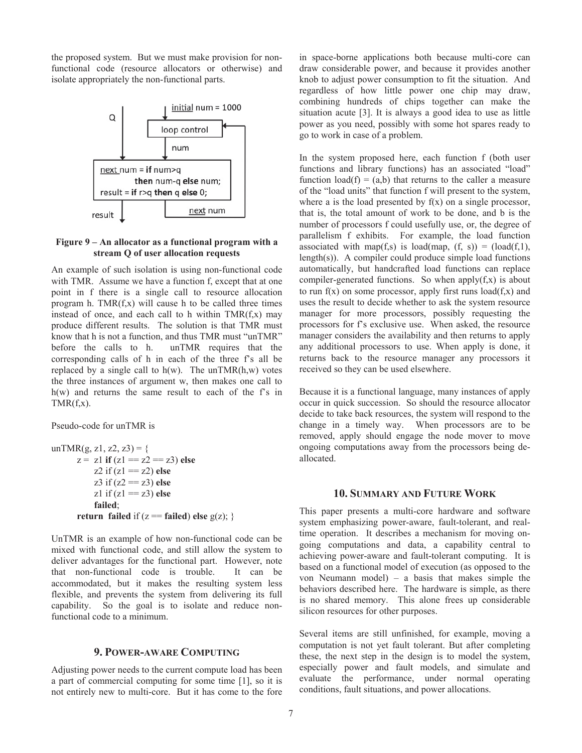the proposed system. But we must make provision for non-functional code (resource allocators or otherwise) and isolate appropriately the non-functional parts.

**Figure 9 – An allocator as a functional program with a stream Q of user allocation requests**

An example of such isolation is using non-functional code with TMR. Assume we have a function f, except that at one point in f there is a single call to resource allocation program h. TMR(f,x) will cause h to be called three times instead of once, and each call to h within TMR(f,x) may produce different results. The solution is that TMR must know that h is not a function, and thus TMR must "unTMR" before the calls to h. unTMR requires that the corresponding calls of h in each of the three f's all be replaced by a single call to h(w). The unTMR(h,w) votes the three instances of argument w, then makes one call to h(w) and returns the same result to each of the f's in TMR(f,x).

Pseudo-code for unTMR is

```
unTMR(g, z1, z2, z3) = {
      z = z1 if (z1 == z2 == z3) else
          z2 if (z1 == z2) else
          z3 if (z2 == z3) else
          z1 if (z1 == z3) else
          failed;
      return failed if (z == failed) else g(z); }
```

UnTMR is an example of how non-functional code can be mixed with functional code, and still allow the system to deliver advantages for the functional part. However, note that non-functional code is trouble. It can be accommodated, but it makes the resulting system less flexible, and prevents the system from delivering its full capability. So the goal is to isolate and reduce non-functional code to a minimum.

## 9. Power-aware Computing

Adjusting power needs to the current compute load has been a part of commercial computing for some time [1], so it is not entirely new to multi-core. But it has come to the fore in space-borne applications both because multi-core can draw considerable power, and because it provides another knob to adjust power consumption to fit the situation. And regardless of how little power one chip may draw, combining hundreds of chips together can make the situation acute [3]. It is always a good idea to use as little power as you need, possibly with some hot spares ready to go to work in case of a problem.

In the system proposed here, each function f (both user functions and library functions) has an associated "load" function load(f) = (a,b) that returns to the caller a measure of the "load units" that function f will present to the system, where a is the load presented by f(x) on a single processor, that is, the total amount of work to be done, and b is the number of processors f could usefully use, or, the degree of parallelism f exhibits. For example, the load function associated with map(f,s) is load(map, (f, s)) = (load(f,1), length(s)). A compiler could produce simple load functions automatically, but handcrafted load functions can replace compiler-generated functions. So when apply(f,x) is about to run f(x) on some processor, apply first runs load(f,x) and uses the result to decide whether to ask the system resource manager for more processors, possibly requesting the processors for f's exclusive use. When asked, the resource manager considers the availability and then returns to apply any additional processors to use. When apply is done, it returns back to the resource manager any processors it received so they can be used elsewhere.

Because it is a functional language, many instances of apply occur in quick succession. So should the resource allocator decide to take back resources, the system will respond to the change in a timely way. When processors are to be removed, apply should engage the node mover to move ongoing computations away from the processors being de-allocated.

## 10. Summary and Future Work

This paper presents a multi-core hardware and software system emphasizing power-aware, fault-tolerant, and real-time operation. It describes a mechanism for moving on-going computations and data, a capability central to achieving power-aware and fault-tolerant computing. It is based on a functional model of execution (as opposed to the von Neumann model) – a basis that makes simple the behaviors described here. The hardware is simple, as there is no shared memory. This alone frees up considerable silicon resources for other purposes.

Several items are still unfinished, for example, moving a computation is not yet fault tolerant. But after completing these, the next step in the design is to model the system, especially power and fault models, and simulate and evaluate the performance, under normal operating conditions, fault situations, and power allocations.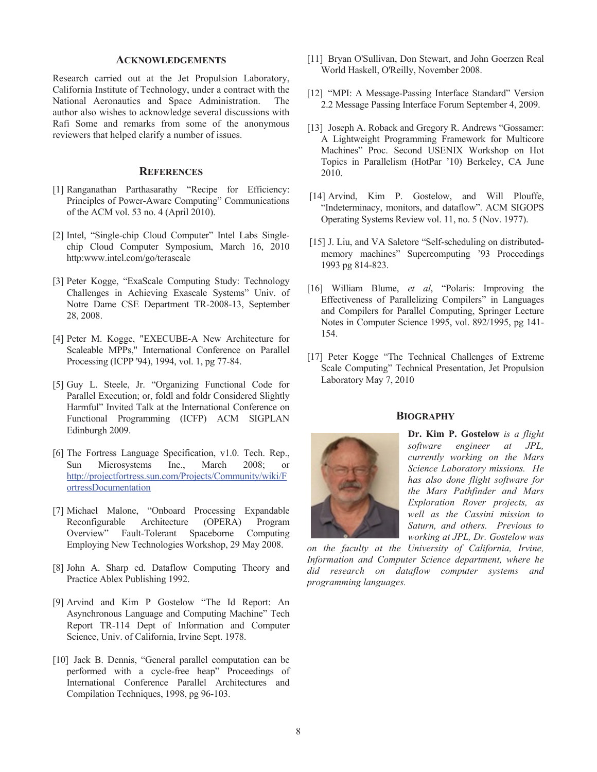## ACKNOWLEDGEMENTS

Research carried out at the Jet Propulsion Laboratory, California Institute of Technology, under a contract with the National Aeronautics and Space Administration. The author also wishes to acknowledge several discussions with Rafi Some and remarks from some of the anonymous reviewers that helped clarify a number of issues.

## REFERENCES

[1] Ranganathan Parthasarathy "Recipe for Efficiency: Principles of Power-Aware Computing" Communications of the ACM vol. 53 no. 4 (April 2010).

[2] Intel, "Single-chip Cloud Computer" Intel Labs Single-chip Cloud Computer Symposium, March 16, 2010 http:www.intel.com/go/terascale

[3] Peter Kogge, "ExaScale Computing Study: Technology Challenges in Achieving Exascale Systems" Univ. of Notre Dame CSE Department TR-2008-13, September 28, 2008.

[4] Peter M. Kogge, "EXECUBE-A New Architecture for Scaleable MPPs," International Conference on Parallel Processing (ICPP '94), 1994, vol. 1, pg 77-84.

[5] Guy L. Steele, Jr. "Organizing Functional Code for Parallel Execution; or, foldl and foldr Considered Slightly Harmful" Invited Talk at the International Conference on Functional Programming (ICFP) ACM SIGPLAN Edinburgh 2009.

[6] The Fortress Language Specification, v1.0. Tech. Rep., Sun Microsystems Inc., March 2008; or http://projectfortress.sun.com/Projects/Community/wiki/FortressDocumentation

[7] Michael Malone, "Onboard Processing Expandable Reconfigurable Architecture (OPERA) Program Overview" Fault-Tolerant Spaceborne Computing Employing New Technologies Workshop, 29 May 2008.

[8] John A. Sharp ed. Dataflow Computing Theory and Practice Ablex Publishing 1992.

[9] Arvind and Kim P Gostelow "The Id Report: An Asynchronous Language and Computing Machine" Tech Report TR-114 Dept of Information and Computer Science, Univ. of California, Irvine Sept. 1978.

[10] Jack B. Dennis, "General parallel computation can be performed with a cycle-free heap" Proceedings of International Conference Parallel Architectures and Compilation Techniques, 1998, pg 96-103.

[11] Bryan O'Sullivan, Don Stewart, and John Goerzen Real World Haskell, O'Reilly, November 2008.

[12] "MPI: A Message-Passing Interface Standard" Version 2.2 Message Passing Interface Forum September 4, 2009.

[13] Joseph A. Roback and Gregory R. Andrews "Gossamer: A Lightweight Programming Framework for Multicore Machines" Proc. Second USENIX Workshop on Hot Topics in Parallelism (HotPar '10) Berkeley, CA June 2010.

[14] Arvind, Kim P. Gostelow, and Will Plouffe, "Indeterminacy, monitors, and dataflow". ACM SIGOPS Operating Systems Review vol. 11, no. 5 (Nov. 1977).

[15] J. Liu, and VA Saletore "Self-scheduling on distributed-memory machines" Supercomputing '93 Proceedings 1993 pg 814-823.

[16] William Blume, *et al*, "Polaris: Improving the Effectiveness of Parallelizing Compilers" in Languages and Compilers for Parallel Computing, Springer Lecture Notes in Computer Science 1995, vol. 892/1995, pg 141-154.

[17] Peter Kogge "The Technical Challenges of Extreme Scale Computing" Technical Presentation, Jet Propulsion Laboratory May 7, 2010

## BIOGRAPHY

**Dr. Kim P. Gostelow** *is a flight software engineer at JPL, currently working on the Mars Science Laboratory missions. He has also done flight software for the Mars Pathfinder and Mars Exploration Rover projects, as well as the Cassini mission to Saturn, and others. Previous to working at JPL, Dr. Gostelow was on the faculty at the University of California, Irvine, Information and Computer Science department, where he did research on dataflow computer systems and programming languages.*